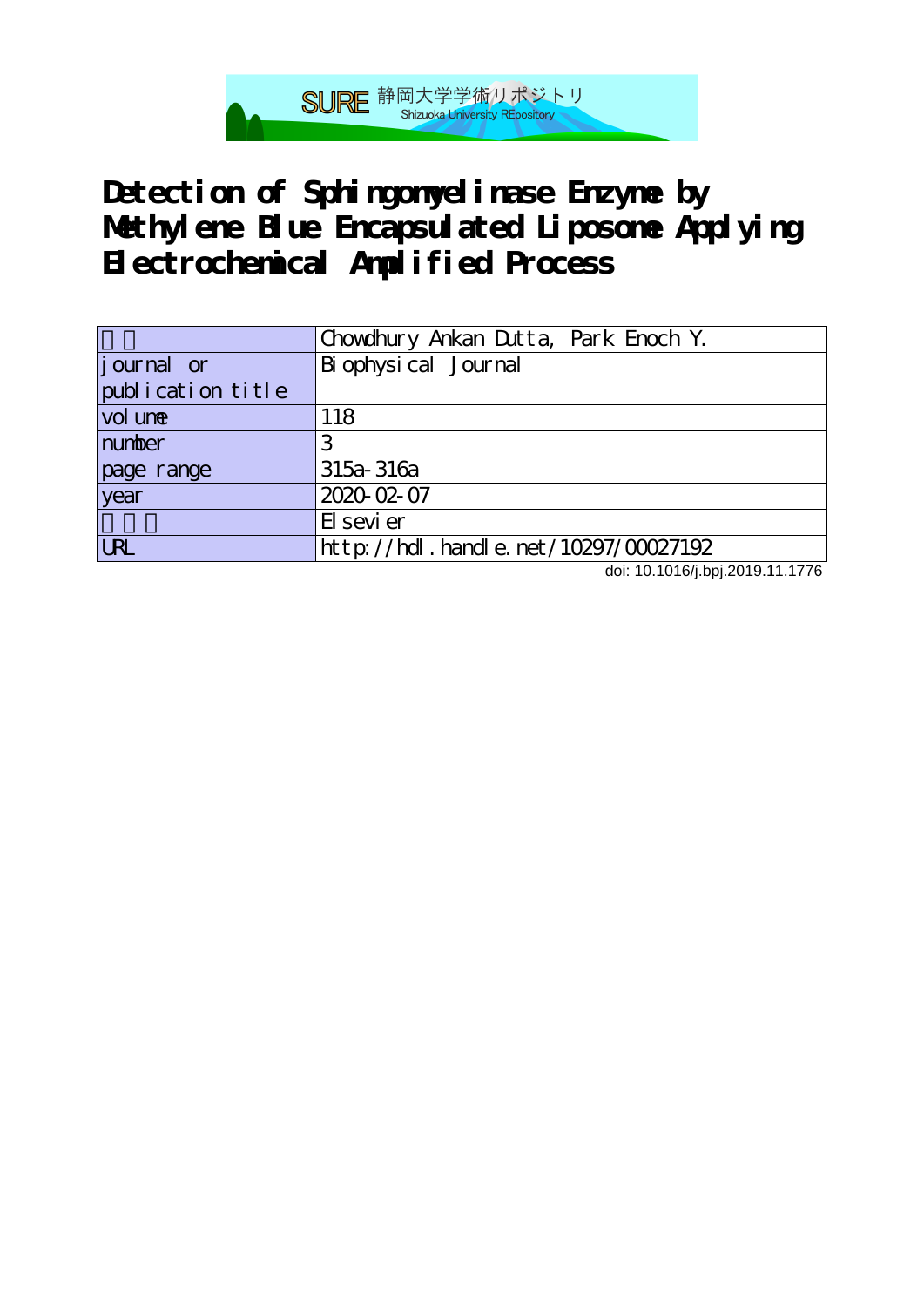# Detection of Sphingomyelinase Enzyme by Methylene Blue Encapsulated Liposome Applying Electrochemical Amplified Process

| 著者 | Chowdhury Ankan Dutta, Park Enoch Y. |
|---|---|
| journal or publication title | Biophysical Journal |
| volume | 118 |
| number | 3 |
| page range | 315a-316a |
| year | 2020-02-07 |
| 出版者 | Elsevier |
| URL | http://hdl.handle.net/10297/00027192 |

doi: 10.1016/j.bpj.2019.11.1776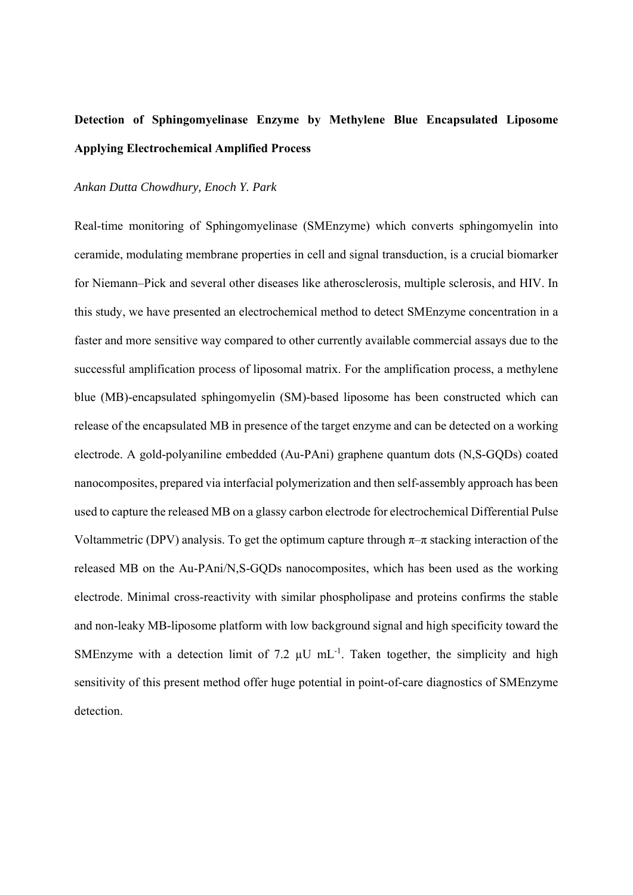**Detection of Sphingomyelinase Enzyme by Methylene Blue Encapsulated Liposome Applying Electrochemical Amplified Process**

*Ankan Dutta Chowdhury, Enoch Y. Park*

Real-time monitoring of Sphingomyelinase (SMEnzyme) which converts sphingomyelin into ceramide, modulating membrane properties in cell and signal transduction, is a crucial biomarker for Niemann–Pick and several other diseases like atherosclerosis, multiple sclerosis, and HIV. In this study, we have presented an electrochemical method to detect SMEnzyme concentration in a faster and more sensitive way compared to other currently available commercial assays due to the successful amplification process of liposomal matrix. For the amplification process, a methylene blue (MB)-encapsulated sphingomyelin (SM)-based liposome has been constructed which can release of the encapsulated MB in presence of the target enzyme and can be detected on a working electrode. A gold-polyaniline embedded (Au-PAni) graphene quantum dots (N,S-GQDs) coated nanocomposites, prepared via interfacial polymerization and then self-assembly approach has been used to capture the released MB on a glassy carbon electrode for electrochemical Differential Pulse Voltammetric (DPV) analysis. To get the optimum capture through $\pi$–$\pi$ stacking interaction of the released MB on the Au-PAni/N,S-GQDs nanocomposites, which has been used as the working electrode. Minimal cross-reactivity with similar phospholipase and proteins confirms the stable and non-leaky MB-liposome platform with low background signal and high specificity toward the SMEnzyme with a detection limit of 7.2 $\mu$U $mL^{-1}$. Taken together, the simplicity and high sensitivity of this present method offer huge potential in point-of-care diagnostics of SMEnzyme detection.